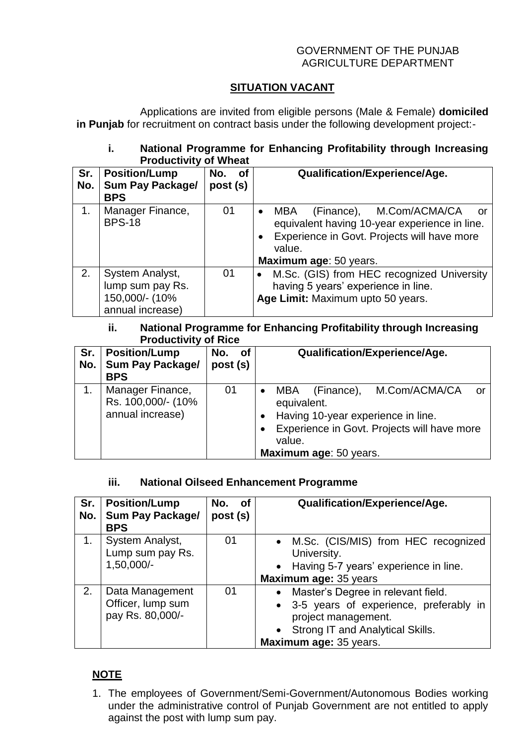GOVERNMENT OF THE PUNJAB
AGRICULTURE DEPARTMENT

# SITUATION VACANT

Applications are invited from eligible persons (Male & Female) **domiciled in Punjab** for recruitment on contract basis under the following development project:-

### i. National Programme for Enhancing Profitability through Increasing Productivity of Wheat

| Sr. No. | Position/Lump Sum Pay Package/ BPS | No. of post (s) | Qualification/Experience/Age. |
|---|---|---|---|
| 1. | Manager Finance, BPS-18 | 01 | • MBA (Finance), M.Com/ACMA/CA or equivalent having 10-year experience in line.<br>• Experience in Govt. Projects will have more value.<br>**Maximum age**: 50 years. |
| 2. | System Analyst, lump sum pay Rs. 150,000/- (10% annual increase) | 01 | • M.Sc. (GIS) from HEC recognized University having 5 years' experience in line.<br>**Age Limit:** Maximum upto 50 years. |

### ii. National Programme for Enhancing Profitability through Increasing Productivity of Rice

| Sr. No. | Position/Lump Sum Pay Package/ BPS | No. of post (s) | Qualification/Experience/Age. |
|---|---|---|---|
| 1. | Manager Finance, Rs. 100,000/- (10% annual increase) | 01 | • MBA (Finance), M.Com/ACMA/CA or equivalent.<br>• Having 10-year experience in line.<br>• Experience in Govt. Projects will have more value.<br>**Maximum age**: 50 years. |

### iii. National Oilseed Enhancement Programme

| Sr. No. | Position/Lump Sum Pay Package/ BPS | No. of post (s) | Qualification/Experience/Age. |
|---|---|---|---|
| 1. | System Analyst, Lump sum pay Rs. 1,50,000/- | 01 | • M.Sc. (CIS/MIS) from HEC recognized University.<br>• Having 5-7 years' experience in line.<br>**Maximum age:** 35 years |
| 2. | Data Management Officer, lump sum pay Rs. 80,000/- | 01 | • Master's Degree in relevant field.<br>• 3-5 years of experience, preferably in project management.<br>• Strong IT and Analytical Skills.<br>**Maximum age:** 35 years. |

## NOTE

1. The employees of Government/Semi-Government/Autonomous Bodies working under the administrative control of Punjab Government are not entitled to apply against the post with lump sum pay.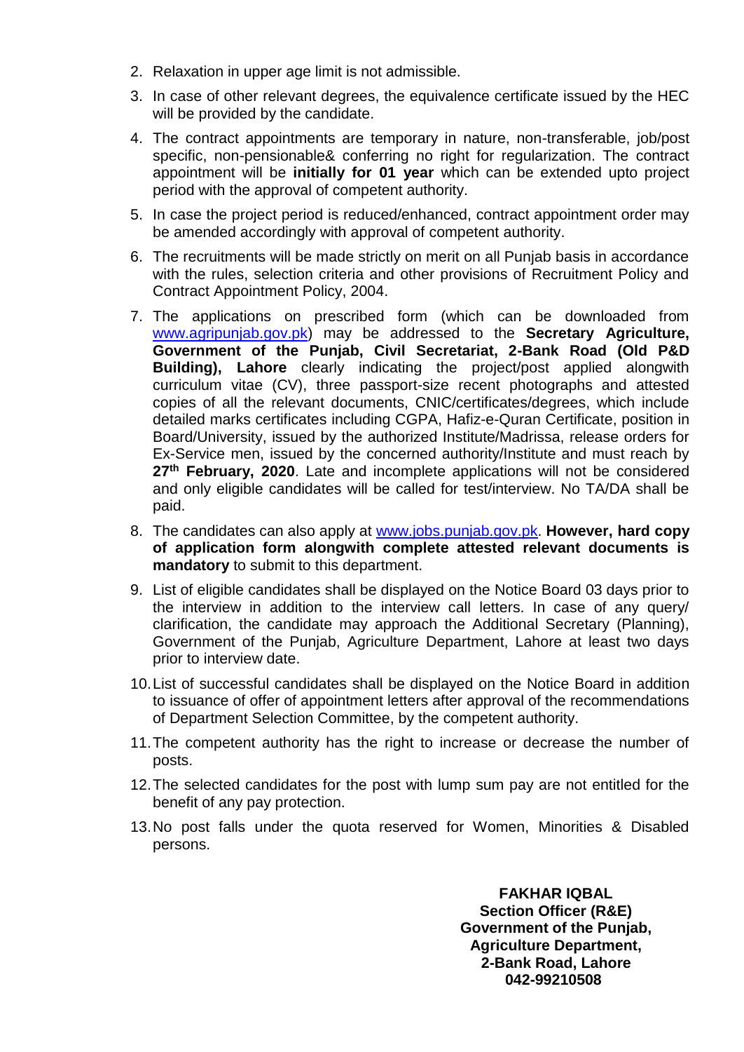2. Relaxation in upper age limit is not admissible.
3. In case of other relevant degrees, the equivalence certificate issued by the HEC will be provided by the candidate.
4. The contract appointments are temporary in nature, non-transferable, job/post specific, non-pensionable& conferring no right for regularization. The contract appointment will be **initially for 01 year** which can be extended upto project period with the approval of competent authority.
5. In case the project period is reduced/enhanced, contract appointment order may be amended accordingly with approval of competent authority.
6. The recruitments will be made strictly on merit on all Punjab basis in accordance with the rules, selection criteria and other provisions of Recruitment Policy and Contract Appointment Policy, 2004.
7. The applications on prescribed form (which can be downloaded from www.agripunjab.gov.pk) may be addressed to the **Secretary Agriculture, Government of the Punjab, Civil Secretariat, 2-Bank Road (Old P&D Building), Lahore** clearly indicating the project/post applied alongwith curriculum vitae (CV), three passport-size recent photographs and attested copies of all the relevant documents, CNIC/certificates/degrees, which include detailed marks certificates including CGPA, Hafiz-e-Quran Certificate, position in Board/University, issued by the authorized Institute/Madrissa, release orders for Ex-Service men, issued by the concerned authority/Institute and must reach by **27th February, 2020**. Late and incomplete applications will not be considered and only eligible candidates will be called for test/interview. No TA/DA shall be paid.
8. The candidates can also apply at www.jobs.punjab.gov.pk. **However, hard copy of application form alongwith complete attested relevant documents is mandatory** to submit to this department.
9. List of eligible candidates shall be displayed on the Notice Board 03 days prior to the interview in addition to the interview call letters. In case of any query/ clarification, the candidate may approach the Additional Secretary (Planning), Government of the Punjab, Agriculture Department, Lahore at least two days prior to interview date.
10. List of successful candidates shall be displayed on the Notice Board in addition to issuance of offer of appointment letters after approval of the recommendations of Department Selection Committee, by the competent authority.
11. The competent authority has the right to increase or decrease the number of posts.
12. The selected candidates for the post with lump sum pay are not entitled for the benefit of any pay protection.
13. No post falls under the quota reserved for Women, Minorities & Disabled persons.

**FAKHAR IQBAL**
**Section Officer (R&E)**
**Government of the Punjab,**
**Agriculture Department,**
**2-Bank Road, Lahore**
**042-99210508**